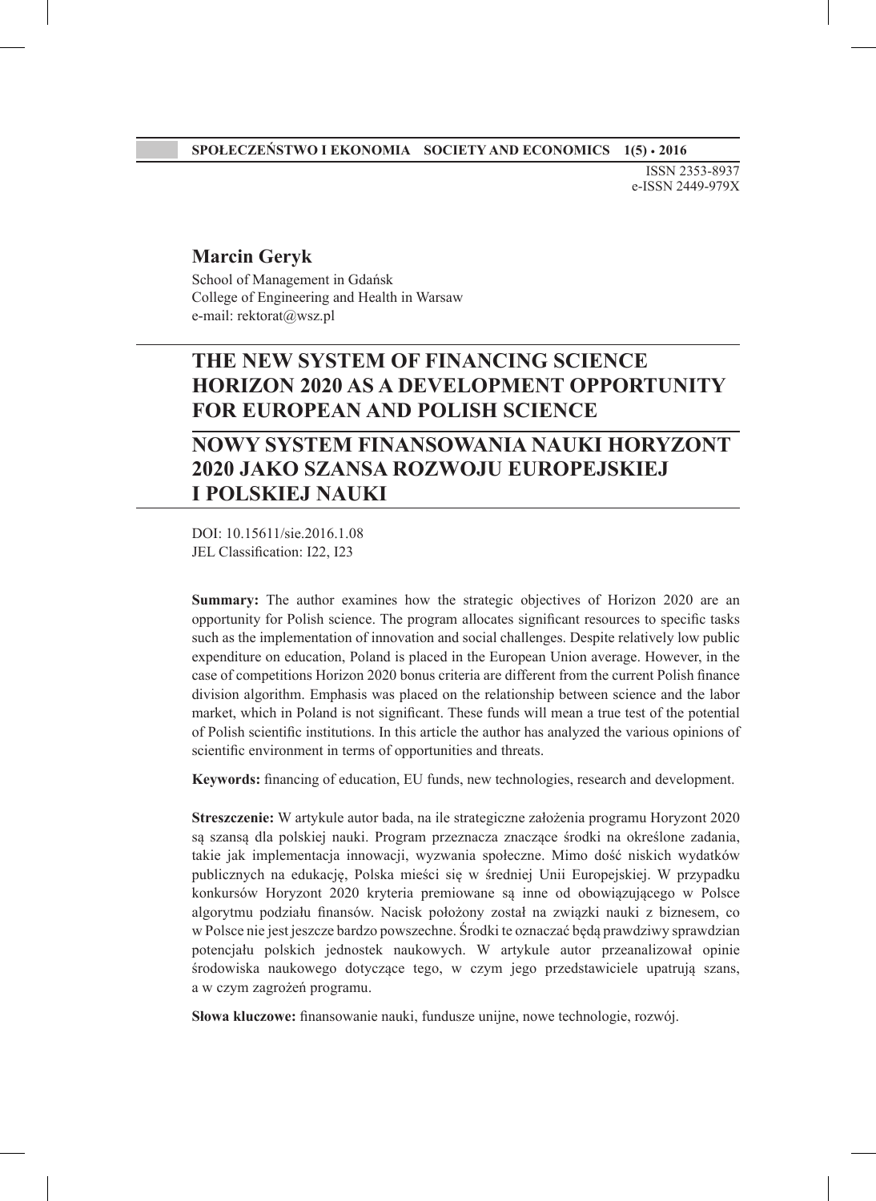ISSN 2353-8937
e-ISSN 2449-979X

**Marcin Geryk**

School of Management in Gdańsk
College of Engineering and Health in Warsaw
e-mail: rektorat@wsz.pl

# THE NEW SYSTEM OF FINANCING SCIENCE HORIZON 2020 AS A DEVELOPMENT OPPORTUNITY FOR EUROPEAN AND POLISH SCIENCE

# NOWY SYSTEM FINANSOWANIA NAUKI HORYZONT 2020 JAKO SZANSA ROZWOJU EUROPEJSKIEJ I POLSKIEJ NAUKI

DOI: 10.15611/sie.2016.1.08
JEL Classification: I22, I23

**Summary:** The author examines how the strategic objectives of Horizon 2020 are an opportunity for Polish science. The program allocates significant resources to specific tasks such as the implementation of innovation and social challenges. Despite relatively low public expenditure on education, Poland is placed in the European Union average. However, in the case of competitions Horizon 2020 bonus criteria are different from the current Polish finance division algorithm. Emphasis was placed on the relationship between science and the labor market, which in Poland is not significant. These funds will mean a true test of the potential of Polish scientific institutions. In this article the author has analyzed the various opinions of scientific environment in terms of opportunities and threats.

**Keywords:** financing of education, EU funds, new technologies, research and development.

**Streszczenie:** W artykule autor bada, na ile strategiczne założenia programu Horyzont 2020 są szansą dla polskiej nauki. Program przeznacza znaczące środki na określone zadania, takie jak implementacja innowacji, wyzwania społeczne. Mimo dość niskich wydatków publicznych na edukację, Polska mieści się w średniej Unii Europejskiej. W przypadku konkursów Horyzont 2020 kryteria premiowane są inne od obowiązującego w Polsce algorytmu podziału finansów. Nacisk położony został na związki nauki z biznesem, co w Polsce nie jest jeszcze bardzo powszechne. Środki te oznaczać będą prawdziwy sprawdzian potencjału polskich jednostek naukowych. W artykule autor przeanalizował opinie środowiska naukowego dotyczące tego, w czym jego przedstawiciele upatrują szans, a w czym zagrożeń programu.

**Słowa kluczowe:** finansowanie nauki, fundusze unijne, nowe technologie, rozwój.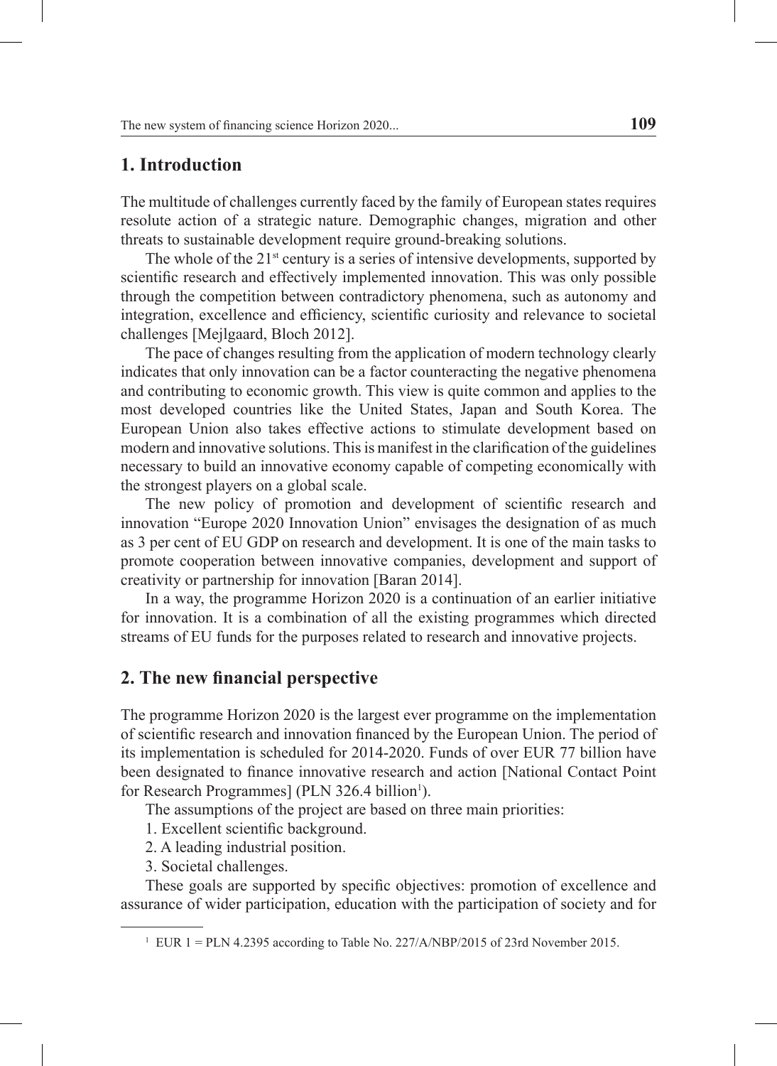## 1. Introduction

The multitude of challenges currently faced by the family of European states requires resolute action of a strategic nature. Demographic changes, migration and other threats to sustainable development require ground-breaking solutions.

The whole of the 21st century is a series of intensive developments, supported by scientific research and effectively implemented innovation. This was only possible through the competition between contradictory phenomena, such as autonomy and integration, excellence and efficiency, scientific curiosity and relevance to societal challenges [Mejlgaard, Bloch 2012].

The pace of changes resulting from the application of modern technology clearly indicates that only innovation can be a factor counteracting the negative phenomena and contributing to economic growth. This view is quite common and applies to the most developed countries like the United States, Japan and South Korea. The European Union also takes effective actions to stimulate development based on modern and innovative solutions. This is manifest in the clarification of the guidelines necessary to build an innovative economy capable of competing economically with the strongest players on a global scale.

The new policy of promotion and development of scientific research and innovation "Europe 2020 Innovation Union" envisages the designation of as much as 3 per cent of EU GDP on research and development. It is one of the main tasks to promote cooperation between innovative companies, development and support of creativity or partnership for innovation [Baran 2014].

In a way, the programme Horizon 2020 is a continuation of an earlier initiative for innovation. It is a combination of all the existing programmes which directed streams of EU funds for the purposes related to research and innovative projects.

## 2. The new financial perspective

The programme Horizon 2020 is the largest ever programme on the implementation of scientific research and innovation financed by the European Union. The period of its implementation is scheduled for 2014-2020. Funds of over EUR 77 billion have been designated to finance innovative research and action [National Contact Point for Research Programmes] (PLN 326.4 billion[1]).

The assumptions of the project are based on three main priorities:

1. Excellent scientific background.
2. A leading industrial position.
3. Societal challenges.

These goals are supported by specific objectives: promotion of excellence and assurance of wider participation, education with the participation of society and for

---

[1] EUR 1 = PLN 4.2395 according to Table No. 227/A/NBP/2015 of 23rd November 2015.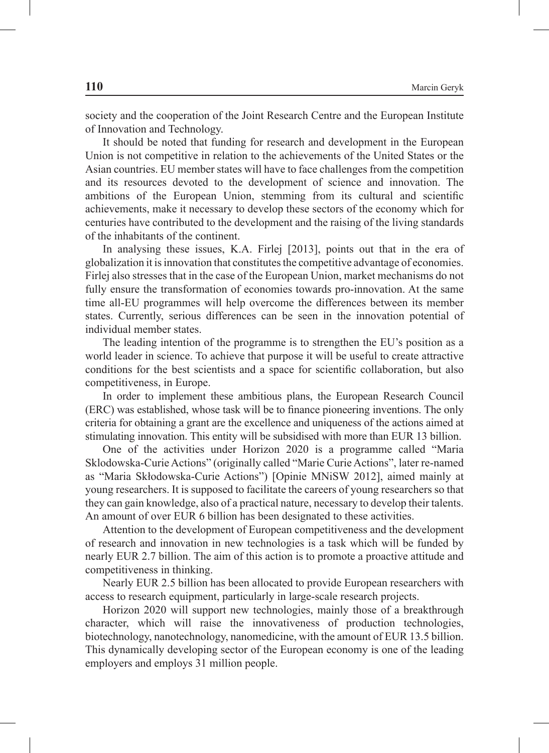society and the cooperation of the Joint Research Centre and the European Institute of Innovation and Technology.

It should be noted that funding for research and development in the European Union is not competitive in relation to the achievements of the United States or the Asian countries. EU member states will have to face challenges from the competition and its resources devoted to the development of science and innovation. The ambitions of the European Union, stemming from its cultural and scientific achievements, make it necessary to develop these sectors of the economy which for centuries have contributed to the development and the raising of the living standards of the inhabitants of the continent.

In analysing these issues, K.A. Firlej [2013], points out that in the era of globalization it is innovation that constitutes the competitive advantage of economies. Firlej also stresses that in the case of the European Union, market mechanisms do not fully ensure the transformation of economies towards pro-innovation. At the same time all-EU programmes will help overcome the differences between its member states. Currently, serious differences can be seen in the innovation potential of individual member states.

The leading intention of the programme is to strengthen the EU's position as a world leader in science. To achieve that purpose it will be useful to create attractive conditions for the best scientists and a space for scientific collaboration, but also competitiveness, in Europe.

In order to implement these ambitious plans, the European Research Council (ERC) was established, whose task will be to finance pioneering inventions. The only criteria for obtaining a grant are the excellence and uniqueness of the actions aimed at stimulating innovation. This entity will be subsidised with more than EUR 13 billion.

One of the activities under Horizon 2020 is a programme called "Maria Sklodowska-Curie Actions" (originally called "Marie Curie Actions", later re-named as "Maria Skłodowska-Curie Actions") [Opinie MNiSW 2012], aimed mainly at young researchers. It is supposed to facilitate the careers of young researchers so that they can gain knowledge, also of a practical nature, necessary to develop their talents. An amount of over EUR 6 billion has been designated to these activities.

Attention to the development of European competitiveness and the development of research and innovation in new technologies is a task which will be funded by nearly EUR 2.7 billion. The aim of this action is to promote a proactive attitude and competitiveness in thinking.

Nearly EUR 2.5 billion has been allocated to provide European researchers with access to research equipment, particularly in large-scale research projects.

Horizon 2020 will support new technologies, mainly those of a breakthrough character, which will raise the innovativeness of production technologies, biotechnology, nanotechnology, nanomedicine, with the amount of EUR 13.5 billion. This dynamically developing sector of the European economy is one of the leading employers and employs 31 million people.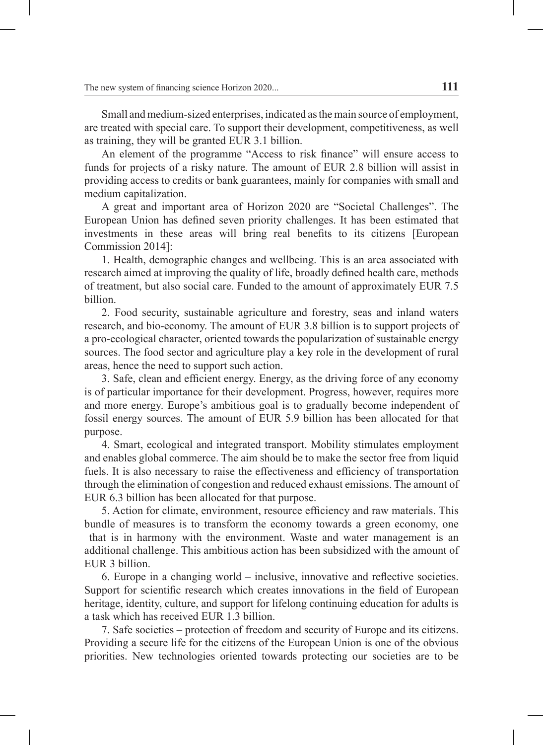Small and medium-sized enterprises, indicated as the main source of employment, are treated with special care. To support their development, competitiveness, as well as training, they will be granted EUR 3.1 billion.

An element of the programme "Access to risk finance" will ensure access to funds for projects of a risky nature. The amount of EUR 2.8 billion will assist in providing access to credits or bank guarantees, mainly for companies with small and medium capitalization.

A great and important area of Horizon 2020 are "Societal Challenges". The European Union has defined seven priority challenges. It has been estimated that investments in these areas will bring real benefits to its citizens [European Commission 2014]:

1. Health, demographic changes and wellbeing. This is an area associated with research aimed at improving the quality of life, broadly defined health care, methods of treatment, but also social care. Funded to the amount of approximately EUR 7.5 billion.

2. Food security, sustainable agriculture and forestry, seas and inland waters research, and bio-economy. The amount of EUR 3.8 billion is to support projects of a pro-ecological character, oriented towards the popularization of sustainable energy sources. The food sector and agriculture play a key role in the development of rural areas, hence the need to support such action.

3. Safe, clean and efficient energy. Energy, as the driving force of any economy is of particular importance for their development. Progress, however, requires more and more energy. Europe's ambitious goal is to gradually become independent of fossil energy sources. The amount of EUR 5.9 billion has been allocated for that purpose.

4. Smart, ecological and integrated transport. Mobility stimulates employment and enables global commerce. The aim should be to make the sector free from liquid fuels. It is also necessary to raise the effectiveness and efficiency of transportation through the elimination of congestion and reduced exhaust emissions. The amount of EUR 6.3 billion has been allocated for that purpose.

5. Action for climate, environment, resource efficiency and raw materials. This bundle of measures is to transform the economy towards a green economy, one that is in harmony with the environment. Waste and water management is an additional challenge. This ambitious action has been subsidized with the amount of EUR 3 billion.

6. Europe in a changing world – inclusive, innovative and reflective societies. Support for scientific research which creates innovations in the field of European heritage, identity, culture, and support for lifelong continuing education for adults is a task which has received EUR 1.3 billion.

7. Safe societies – protection of freedom and security of Europe and its citizens. Providing a secure life for the citizens of the European Union is one of the obvious priorities. New technologies oriented towards protecting our societies are to be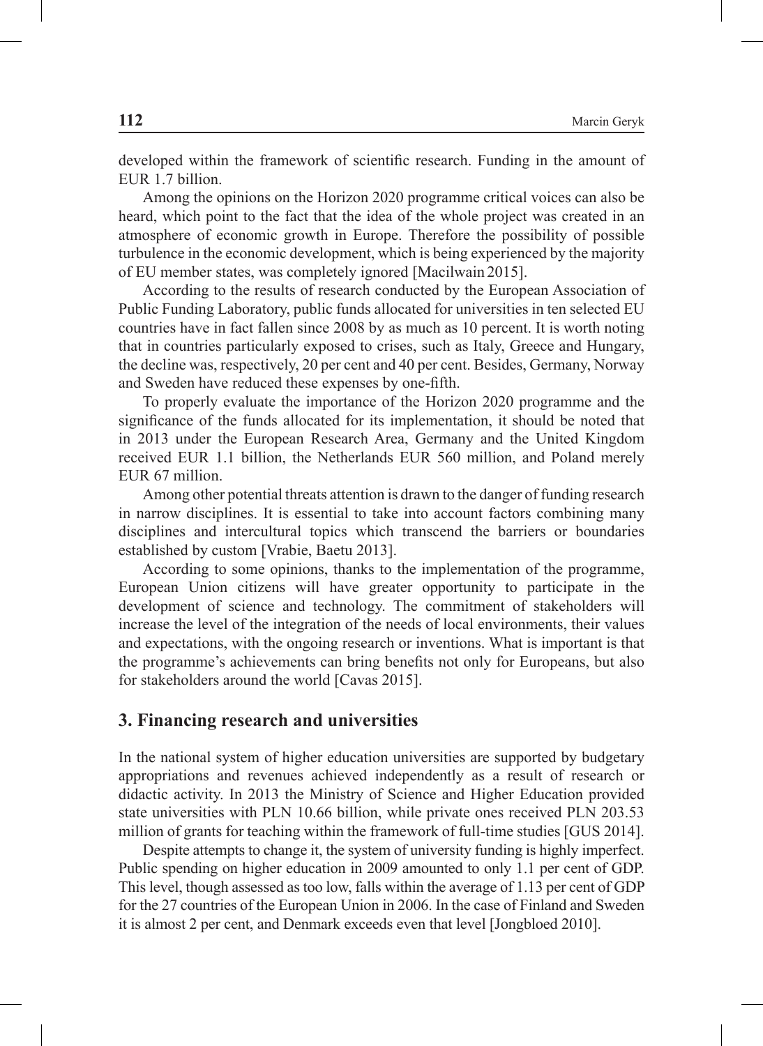developed within the framework of scientific research. Funding in the amount of EUR 1.7 billion.

Among the opinions on the Horizon 2020 programme critical voices can also be heard, which point to the fact that the idea of the whole project was created in an atmosphere of economic growth in Europe. Therefore the possibility of possible turbulence in the economic development, which is being experienced by the majority of EU member states, was completely ignored [Macilwain 2015].

According to the results of research conducted by the European Association of Public Funding Laboratory, public funds allocated for universities in ten selected EU countries have in fact fallen since 2008 by as much as 10 percent. It is worth noting that in countries particularly exposed to crises, such as Italy, Greece and Hungary, the decline was, respectively, 20 per cent and 40 per cent. Besides, Germany, Norway and Sweden have reduced these expenses by one-fifth.

To properly evaluate the importance of the Horizon 2020 programme and the significance of the funds allocated for its implementation, it should be noted that in 2013 under the European Research Area, Germany and the United Kingdom received EUR 1.1 billion, the Netherlands EUR 560 million, and Poland merely EUR 67 million.

Among other potential threats attention is drawn to the danger of funding research in narrow disciplines. It is essential to take into account factors combining many disciplines and intercultural topics which transcend the barriers or boundaries established by custom [Vrabie, Baetu 2013].

According to some opinions, thanks to the implementation of the programme, European Union citizens will have greater opportunity to participate in the development of science and technology. The commitment of stakeholders will increase the level of the integration of the needs of local environments, their values and expectations, with the ongoing research or inventions. What is important is that the programme's achievements can bring benefits not only for Europeans, but also for stakeholders around the world [Cavas 2015].

## 3. Financing research and universities

In the national system of higher education universities are supported by budgetary appropriations and revenues achieved independently as a result of research or didactic activity. In 2013 the Ministry of Science and Higher Education provided state universities with PLN 10.66 billion, while private ones received PLN 203.53 million of grants for teaching within the framework of full-time studies [GUS 2014].

Despite attempts to change it, the system of university funding is highly imperfect. Public spending on higher education in 2009 amounted to only 1.1 per cent of GDP. This level, though assessed as too low, falls within the average of 1.13 per cent of GDP for the 27 countries of the European Union in 2006. In the case of Finland and Sweden it is almost 2 per cent, and Denmark exceeds even that level [Jongbloed 2010].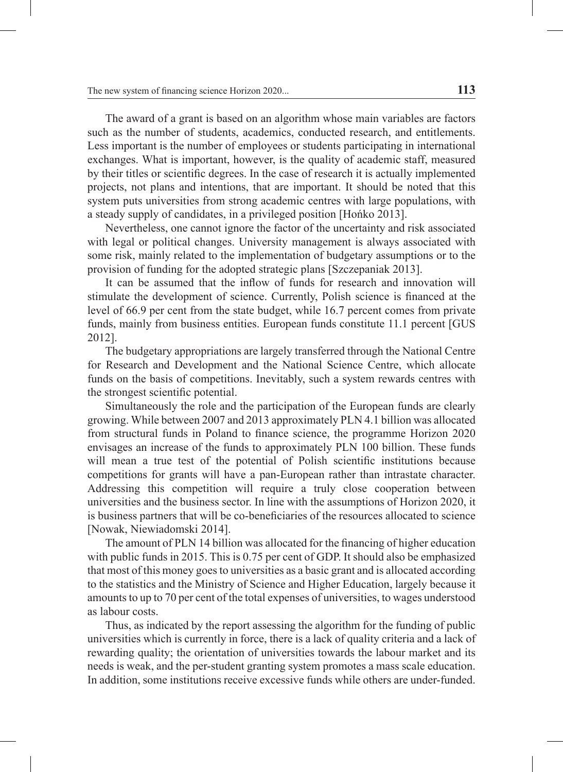The award of a grant is based on an algorithm whose main variables are factors such as the number of students, academics, conducted research, and entitlements. Less important is the number of employees or students participating in international exchanges. What is important, however, is the quality of academic staff, measured by their titles or scientific degrees. In the case of research it is actually implemented projects, not plans and intentions, that are important. It should be noted that this system puts universities from strong academic centres with large populations, with a steady supply of candidates, in a privileged position [Hońko 2013].

Nevertheless, one cannot ignore the factor of the uncertainty and risk associated with legal or political changes. University management is always associated with some risk, mainly related to the implementation of budgetary assumptions or to the provision of funding for the adopted strategic plans [Szczepaniak 2013].

It can be assumed that the inflow of funds for research and innovation will stimulate the development of science. Currently, Polish science is financed at the level of 66.9 per cent from the state budget, while 16.7 percent comes from private funds, mainly from business entities. European funds constitute 11.1 percent [GUS 2012].

The budgetary appropriations are largely transferred through the National Centre for Research and Development and the National Science Centre, which allocate funds on the basis of competitions. Inevitably, such a system rewards centres with the strongest scientific potential.

Simultaneously the role and the participation of the European funds are clearly growing. While between 2007 and 2013 approximately PLN 4.1 billion was allocated from structural funds in Poland to finance science, the programme Horizon 2020 envisages an increase of the funds to approximately PLN 100 billion. These funds will mean a true test of the potential of Polish scientific institutions because competitions for grants will have a pan-European rather than intrastate character. Addressing this competition will require a truly close cooperation between universities and the business sector. In line with the assumptions of Horizon 2020, it is business partners that will be co-beneficiaries of the resources allocated to science [Nowak, Niewiadomski 2014].

The amount of PLN 14 billion was allocated for the financing of higher education with public funds in 2015. This is 0.75 per cent of GDP. It should also be emphasized that most of this money goes to universities as a basic grant and is allocated according to the statistics and the Ministry of Science and Higher Education, largely because it amounts to up to 70 per cent of the total expenses of universities, to wages understood as labour costs.

Thus, as indicated by the report assessing the algorithm for the funding of public universities which is currently in force, there is a lack of quality criteria and a lack of rewarding quality; the orientation of universities towards the labour market and its needs is weak, and the per-student granting system promotes a mass scale education. In addition, some institutions receive excessive funds while others are under-funded.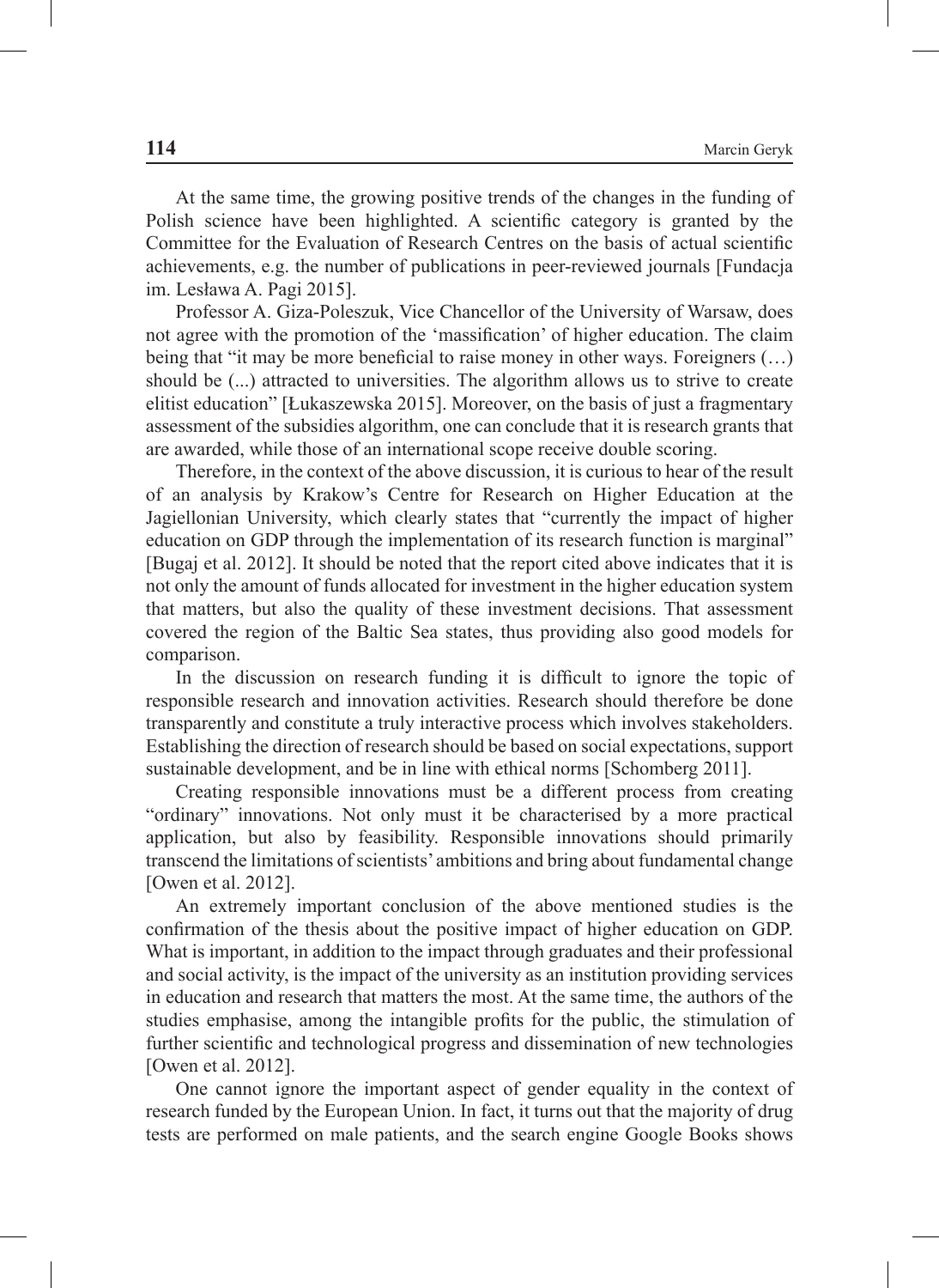At the same time, the growing positive trends of the changes in the funding of Polish science have been highlighted. A scientific category is granted by the Committee for the Evaluation of Research Centres on the basis of actual scientific achievements, e.g. the number of publications in peer-reviewed journals [Fundacja im. Lesława A. Pagi 2015].

Professor A. Giza-Poleszuk, Vice Chancellor of the University of Warsaw, does not agree with the promotion of the 'massification' of higher education. The claim being that "it may be more beneficial to raise money in other ways. Foreigners (…) should be (...) attracted to universities. The algorithm allows us to strive to create elitist education" [Łukaszewska 2015]. Moreover, on the basis of just a fragmentary assessment of the subsidies algorithm, one can conclude that it is research grants that are awarded, while those of an international scope receive double scoring.

Therefore, in the context of the above discussion, it is curious to hear of the result of an analysis by Krakow's Centre for Research on Higher Education at the Jagiellonian University, which clearly states that "currently the impact of higher education on GDP through the implementation of its research function is marginal" [Bugaj et al. 2012]. It should be noted that the report cited above indicates that it is not only the amount of funds allocated for investment in the higher education system that matters, but also the quality of these investment decisions. That assessment covered the region of the Baltic Sea states, thus providing also good models for comparison.

In the discussion on research funding it is difficult to ignore the topic of responsible research and innovation activities. Research should therefore be done transparently and constitute a truly interactive process which involves stakeholders. Establishing the direction of research should be based on social expectations, support sustainable development, and be in line with ethical norms [Schomberg 2011].

Creating responsible innovations must be a different process from creating "ordinary" innovations. Not only must it be characterised by a more practical application, but also by feasibility. Responsible innovations should primarily transcend the limitations of scientists' ambitions and bring about fundamental change [Owen et al. 2012].

An extremely important conclusion of the above mentioned studies is the confirmation of the thesis about the positive impact of higher education on GDP. What is important, in addition to the impact through graduates and their professional and social activity, is the impact of the university as an institution providing services in education and research that matters the most. At the same time, the authors of the studies emphasise, among the intangible profits for the public, the stimulation of further scientific and technological progress and dissemination of new technologies [Owen et al. 2012].

One cannot ignore the important aspect of gender equality in the context of research funded by the European Union. In fact, it turns out that the majority of drug tests are performed on male patients, and the search engine Google Books shows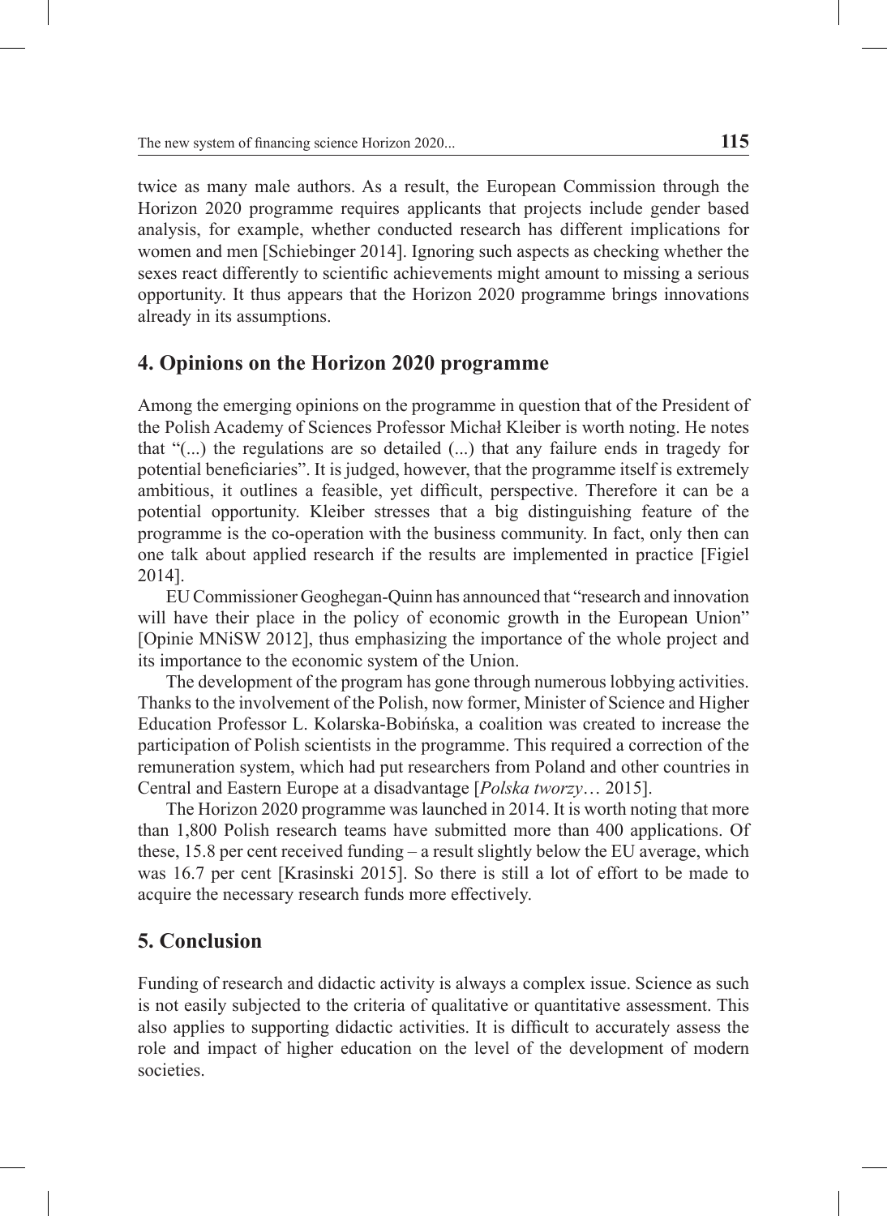twice as many male authors. As a result, the European Commission through the Horizon 2020 programme requires applicants that projects include gender based analysis, for example, whether conducted research has different implications for women and men [Schiebinger 2014]. Ignoring such aspects as checking whether the sexes react differently to scientific achievements might amount to missing a serious opportunity. It thus appears that the Horizon 2020 programme brings innovations already in its assumptions.

## 4. Opinions on the Horizon 2020 programme

Among the emerging opinions on the programme in question that of the President of the Polish Academy of Sciences Professor Michał Kleiber is worth noting. He notes that "(...) the regulations are so detailed (...) that any failure ends in tragedy for potential beneficiaries". It is judged, however, that the programme itself is extremely ambitious, it outlines a feasible, yet difficult, perspective. Therefore it can be a potential opportunity. Kleiber stresses that a big distinguishing feature of the programme is the co-operation with the business community. In fact, only then can one talk about applied research if the results are implemented in practice [Figiel 2014].

EU Commissioner Geoghegan-Quinn has announced that "research and innovation will have their place in the policy of economic growth in the European Union" [Opinie MNiSW 2012], thus emphasizing the importance of the whole project and its importance to the economic system of the Union.

The development of the program has gone through numerous lobbying activities. Thanks to the involvement of the Polish, now former, Minister of Science and Higher Education Professor L. Kolarska-Bobińska, a coalition was created to increase the participation of Polish scientists in the programme. This required a correction of the remuneration system, which had put researchers from Poland and other countries in Central and Eastern Europe at a disadvantage [*Polska tworzy*… 2015].

The Horizon 2020 programme was launched in 2014. It is worth noting that more than 1,800 Polish research teams have submitted more than 400 applications. Of these, 15.8 per cent received funding – a result slightly below the EU average, which was 16.7 per cent [Krasinski 2015]. So there is still a lot of effort to be made to acquire the necessary research funds more effectively.

## 5. Conclusion

Funding of research and didactic activity is always a complex issue. Science as such is not easily subjected to the criteria of qualitative or quantitative assessment. This also applies to supporting didactic activities. It is difficult to accurately assess the role and impact of higher education on the level of the development of modern societies.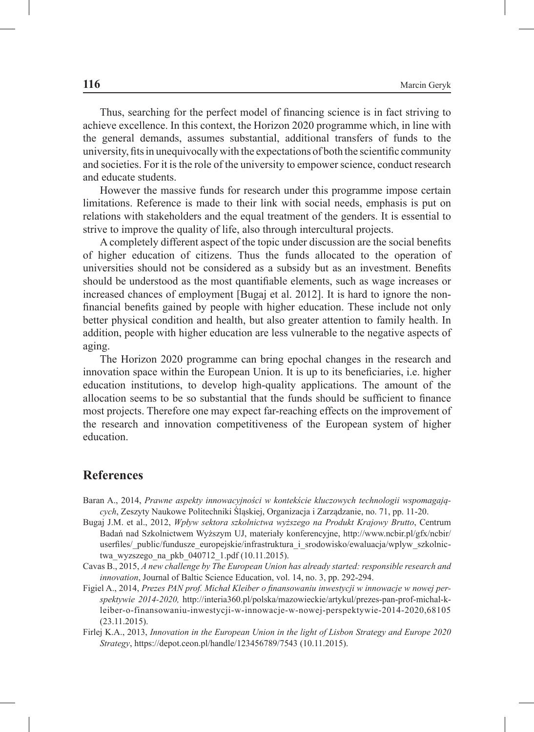Thus, searching for the perfect model of financing science is in fact striving to achieve excellence. In this context, the Horizon 2020 programme which, in line with the general demands, assumes substantial, additional transfers of funds to the university, fits in unequivocally with the expectations of both the scientific community and societies. For it is the role of the university to empower science, conduct research and educate students.

However the massive funds for research under this programme impose certain limitations. Reference is made to their link with social needs, emphasis is put on relations with stakeholders and the equal treatment of the genders. It is essential to strive to improve the quality of life, also through intercultural projects.

A completely different aspect of the topic under discussion are the social benefits of higher education of citizens. Thus the funds allocated to the operation of universities should not be considered as a subsidy but as an investment. Benefits should be understood as the most quantifiable elements, such as wage increases or increased chances of employment [Bugaj et al. 2012]. It is hard to ignore the non-financial benefits gained by people with higher education. These include not only better physical condition and health, but also greater attention to family health. In addition, people with higher education are less vulnerable to the negative aspects of aging.

The Horizon 2020 programme can bring epochal changes in the research and innovation space within the European Union. It is up to its beneficiaries, i.e. higher education institutions, to develop high-quality applications. The amount of the allocation seems to be so substantial that the funds should be sufficient to finance most projects. Therefore one may expect far-reaching effects on the improvement of the research and innovation competitiveness of the European system of higher education.

## References

Baran A., 2014, *Prawne aspekty innowacyjności w kontekście kluczowych technologii wspomagających*, Zeszyty Naukowe Politechniki Śląskiej, Organizacja i Zarządzanie, no. 71, pp. 11-20.

Bugaj J.M. et al., 2012, *Wpływ sektora szkolnictwa wyższego na Produkt Krajowy Brutto*, Centrum Badań nad Szkolnictwem Wyższym UJ, materiały konferencyjne, http://www.ncbir.pl/gfx/ncbir/userfiles/_public/fundusze_europejskie/infrastruktura_i_srodowisko/ewaluacja/wplyw_szkolnictwa_wyzszego_na_pkb_040712_1.pdf (10.11.2015).

Cavas B., 2015, *A new challenge by The European Union has already started: responsible research and innovation*, Journal of Baltic Science Education, vol. 14, no. 3, pp. 292-294.

Figiel A., 2014, *Prezes PAN prof. Michał Kleiber o finansowaniu inwestycji w innowacje w nowej perspektywie 2014-2020,* http://interia360.pl/polska/mazowieckie/artykul/prezes-pan-prof-michal-k-leiber-o-finansowaniu-inwestycji-w-innowacje-w-nowej-perspektywie-2014-2020,68105 (23.11.2015).

Firlej K.A., 2013, *Innovation in the European Union in the light of Lisbon Strategy and Europe 2020 Strategy*, https://depot.ceon.pl/handle/123456789/7543 (10.11.2015).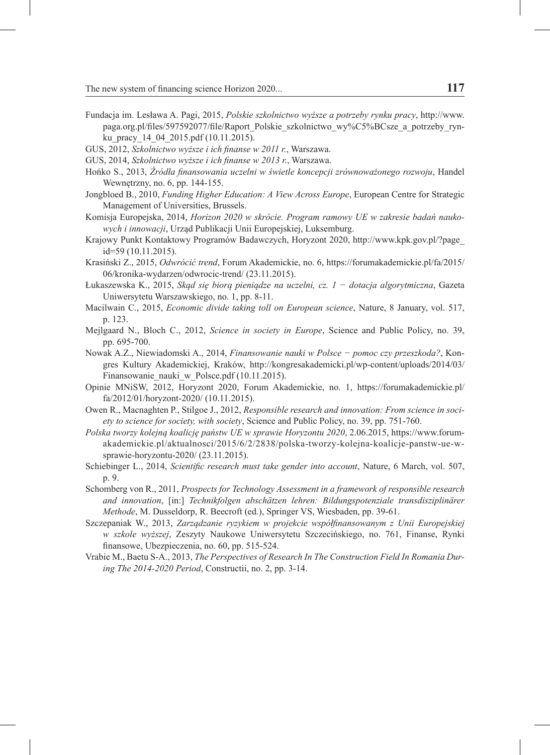Fundacja im. Lesława A. Pagi, 2015, *Polskie szkolnictwo wyższe a potrzeby rynku pracy*, http://www.paga.org.pl/files/597592077/file/Raport_Polskie_szkolnictwo_wy%C5%BCsze_a_potrzeby_rynku_pracy_14_04_2015.pdf (10.11.2015).

GUS, 2012, *Szkolnictwo wyższe i ich finanse w 2011 r.*, Warszawa.

GUS, 2014, *Szkolnictwo wyższe i ich finanse w 2013 r.*, Warszawa.

Hońko S., 2013, *Źródła finansowania uczelni w świetle koncepcji zrównoważonego rozwoju*, Handel Wewnętrzny, no. 6, pp. 144-155.

Jongbloed B., 2010, *Funding Higher Education: A View Across Europe*, European Centre for Strategic Management of Universities, Brussels.

Komisja Europejska, 2014, *Horizon 2020 w skrócie. Program ramowy UE w zakresie badań naukowych i innowacji*, Urząd Publikacji Unii Europejskiej, Luksemburg.

Krajowy Punkt Kontaktowy Programów Badawczych, Horyzont 2020, http://www.kpk.gov.pl/?page_id=59 (10.11.2015).

Krasiński Z., 2015, *Odwrócić trend*, Forum Akademickie, no. 6, https://forumakademickie.pl/fa/2015/06/kronika-wydarzen/odwrocic-trend/ (23.11.2015).

Łukaszewska K., 2015, *Skąd się biorą pieniądze na uczelni, cz. 1 − dotacja algorytmiczna*, Gazeta Uniwersytetu Warszawskiego, no. 1, pp. 8-11.

Macilwain C., 2015, *Economic divide taking toll on European science*, Nature, 8 January, vol. 517, p. 123.

Mejlgaard N., Bloch C., 2012, *Science in society in Europe*, Science and Public Policy, no. 39, pp. 695-700.

Nowak A.Z., Niewiadomski A., 2014, *Finansowanie nauki w Polsce − pomoc czy przeszkoda?*, Kongres Kultury Akademickiej, Kraków, http://kongresakademicki.pl/wp-content/uploads/2014/03/Finansowanie_nauki_w_Polsce.pdf (10.11.2015).

Opinie MNiSW, 2012, Horyzont 2020, Forum Akademickie, no. 1, https://forumakademickie.pl/fa/2012/01/horyzont-2020/ (10.11.2015).

Owen R., Macnaghten P., Stilgoe J., 2012, *Responsible research and innovation: From science in society to science for society, with society*, Science and Public Policy, no. 39, pp. 751-760.

*Polska tworzy kolejną koalicję państw UE w sprawie Horyzontu 2020*, 2.06.2015, https://www.forumakademickie.pl/aktualnosci/2015/6/2/2838/polska-tworzy-kolejna-koalicje-panstw-ue-w-sprawie-horyzontu-2020/ (23.11.2015).

Schiebinger L., 2014, *Scientific research must take gender into account*, Nature, 6 March, vol. 507, p. 9.

Schomberg von R., 2011, *Prospects for Technology Assessment in a framework of responsible research and innovation*, [in:] *Technikfolgen abschätzen lehren: Bildungspotenziale transdisziplinärer Methode*, M. Dusseldorp, R. Beecroft (ed.), Springer VS, Wiesbaden, pp. 39-61.

Szczepaniak W., 2013, *Zarządzanie ryzykiem w projekcie współfinansowanym z Unii Europejskiej w szkole wyższej*, Zeszyty Naukowe Uniwersytetu Szczecińskiego, no. 761, Finanse, Rynki finansowe, Ubezpieczenia, no. 60, pp. 515-524.

Vrabie M., Baetu S-A., 2013, *The Perspectives of Research In The Construction Field In Romania During The 2014-2020 Period*, Constructii, no. 2, pp. 3-14.